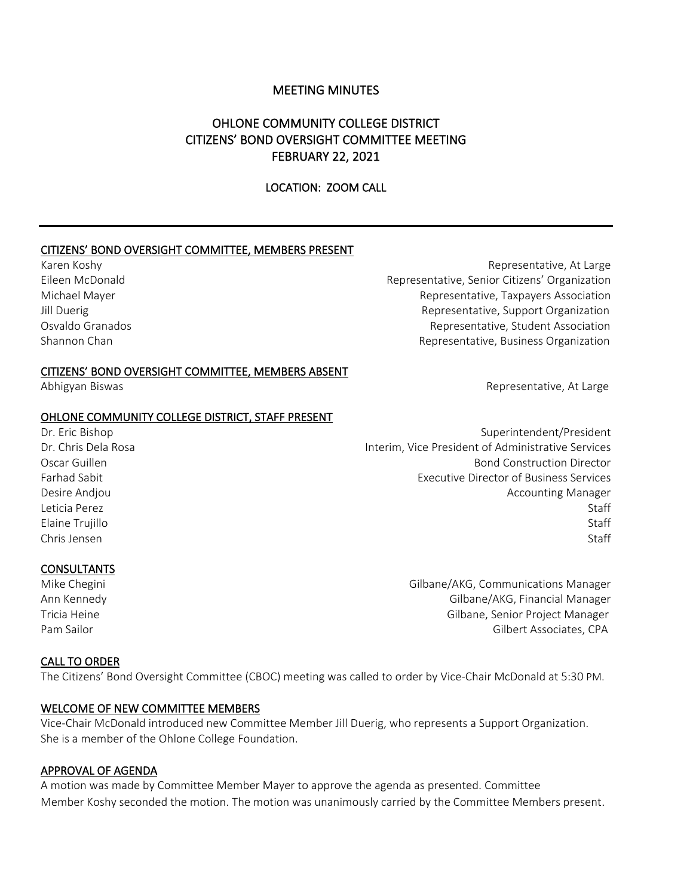# MEETING MINUTES

## OHLONE COMMUNITY COLLEGE DISTRICT
## CITIZENS' BOND OVERSIGHT COMMITTEE MEETING
## FEBRUARY 22, 2021

### LOCATION: ZOOM CALL

---

### CITIZENS' BOND OVERSIGHT COMMITTEE, MEMBERS PRESENT

| | |
|---|---|
| Karen Koshy | Representative, At Large |
| Eileen McDonald | Representative, Senior Citizens' Organization |
| Michael Mayer | Representative, Taxpayers Association |
| Jill Duerig | Representative, Support Organization |
| Osvaldo Granados | Representative, Student Association |
| Shannon Chan | Representative, Business Organization |

### CITIZENS' BOND OVERSIGHT COMMITTEE, MEMBERS ABSENT

| | |
|---|---|
| Abhigyan Biswas | Representative, At Large |

### OHLONE COMMUNITY COLLEGE DISTRICT, STAFF PRESENT

| | |
|---|---|
| Dr. Eric Bishop | Superintendent/President |
| Dr. Chris Dela Rosa | Interim, Vice President of Administrative Services |
| Oscar Guillen | Bond Construction Director |
| Farhad Sabit | Executive Director of Business Services |
| Desire Andjou | Accounting Manager |
| Leticia Perez | Staff |
| Elaine Trujillo | Staff |
| Chris Jensen | Staff |

### CONSULTANTS

| | |
|---|---|
| Mike Chegini | Gilbane/AKG, Communications Manager |
| Ann Kennedy | Gilbane/AKG, Financial Manager |
| Tricia Heine | Gilbane, Senior Project Manager |
| Pam Sailor | Gilbert Associates, CPA |

### CALL TO ORDER

The Citizens' Bond Oversight Committee (CBOC) meeting was called to order by Vice-Chair McDonald at 5:30 PM.

### WELCOME OF NEW COMMITTEE MEMBERS

Vice-Chair McDonald introduced new Committee Member Jill Duerig, who represents a Support Organization. She is a member of the Ohlone College Foundation.

### APPROVAL OF AGENDA

A motion was made by Committee Member Mayer to approve the agenda as presented. Committee Member Koshy seconded the motion. The motion was unanimously carried by the Committee Members present.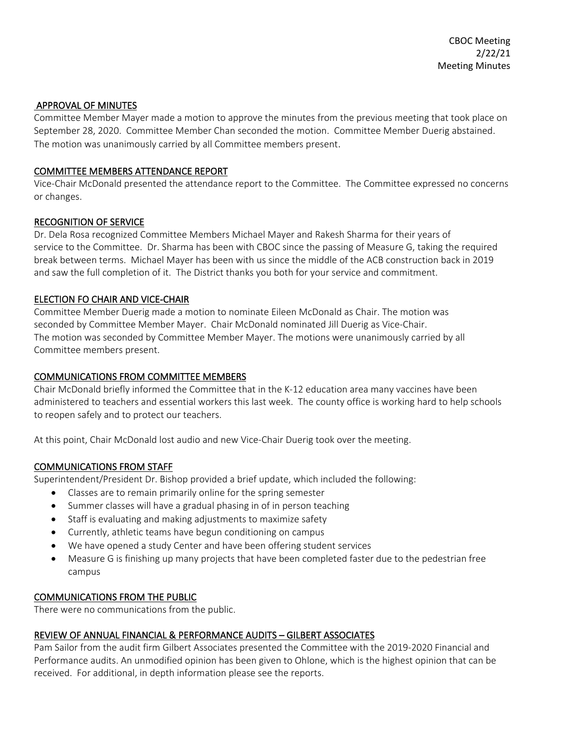## APPROVAL OF MINUTES

Committee Member Mayer made a motion to approve the minutes from the previous meeting that took place on September 28, 2020. Committee Member Chan seconded the motion. Committee Member Duerig abstained. The motion was unanimously carried by all Committee members present.

## COMMITTEE MEMBERS ATTENDANCE REPORT

Vice-Chair McDonald presented the attendance report to the Committee. The Committee expressed no concerns or changes.

## RECOGNITION OF SERVICE

Dr. Dela Rosa recognized Committee Members Michael Mayer and Rakesh Sharma for their years of service to the Committee. Dr. Sharma has been with CBOC since the passing of Measure G, taking the required break between terms. Michael Mayer has been with us since the middle of the ACB construction back in 2019 and saw the full completion of it. The District thanks you both for your service and commitment.

## ELECTION FO CHAIR AND VICE-CHAIR

Committee Member Duerig made a motion to nominate Eileen McDonald as Chair. The motion was seconded by Committee Member Mayer. Chair McDonald nominated Jill Duerig as Vice-Chair. The motion was seconded by Committee Member Mayer. The motions were unanimously carried by all Committee members present.

## COMMUNICATIONS FROM COMMITTEE MEMBERS

Chair McDonald briefly informed the Committee that in the K-12 education area many vaccines have been administered to teachers and essential workers this last week. The county office is working hard to help schools to reopen safely and to protect our teachers.

At this point, Chair McDonald lost audio and new Vice-Chair Duerig took over the meeting.

## COMMUNICATIONS FROM STAFF

Superintendent/President Dr. Bishop provided a brief update, which included the following:

- Classes are to remain primarily online for the spring semester
- Summer classes will have a gradual phasing in of in person teaching
- Staff is evaluating and making adjustments to maximize safety
- Currently, athletic teams have begun conditioning on campus
- We have opened a study Center and have been offering student services
- Measure G is finishing up many projects that have been completed faster due to the pedestrian free campus

## COMMUNICATIONS FROM THE PUBLIC

There were no communications from the public.

## REVIEW OF ANNUAL FINANCIAL & PERFORMANCE AUDITS – GILBERT ASSOCIATES

Pam Sailor from the audit firm Gilbert Associates presented the Committee with the 2019-2020 Financial and Performance audits. An unmodified opinion has been given to Ohlone, which is the highest opinion that can be received. For additional, in depth information please see the reports.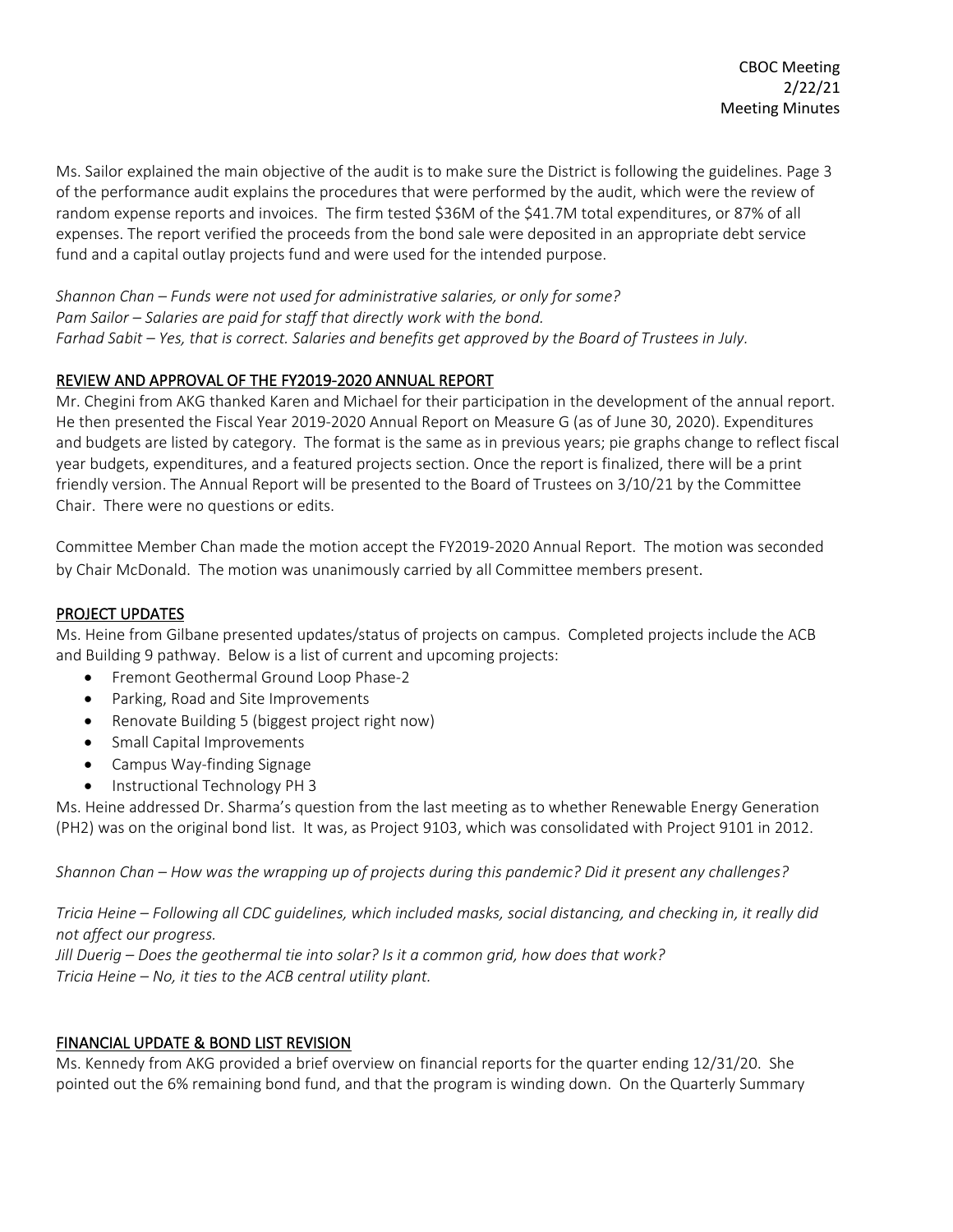Ms. Sailor explained the main objective of the audit is to make sure the District is following the guidelines. Page 3 of the performance audit explains the procedures that were performed by the audit, which were the review of random expense reports and invoices. The firm tested $36M of the $41.7M total expenditures, or 87% of all expenses. The report verified the proceeds from the bond sale were deposited in an appropriate debt service fund and a capital outlay projects fund and were used for the intended purpose.

*Shannon Chan – Funds were not used for administrative salaries, or only for some?*
*Pam Sailor – Salaries are paid for staff that directly work with the bond.*
*Farhad Sabit – Yes, that is correct. Salaries and benefits get approved by the Board of Trustees in July.*

## REVIEW AND APPROVAL OF THE FY2019-2020 ANNUAL REPORT

Mr. Chegini from AKG thanked Karen and Michael for their participation in the development of the annual report. He then presented the Fiscal Year 2019-2020 Annual Report on Measure G (as of June 30, 2020). Expenditures and budgets are listed by category. The format is the same as in previous years; pie graphs change to reflect fiscal year budgets, expenditures, and a featured projects section. Once the report is finalized, there will be a print friendly version. The Annual Report will be presented to the Board of Trustees on 3/10/21 by the Committee Chair. There were no questions or edits.

Committee Member Chan made the motion accept the FY2019-2020 Annual Report. The motion was seconded by Chair McDonald. The motion was unanimously carried by all Committee members present.

## PROJECT UPDATES

Ms. Heine from Gilbane presented updates/status of projects on campus. Completed projects include the ACB and Building 9 pathway. Below is a list of current and upcoming projects:

- Fremont Geothermal Ground Loop Phase-2
- Parking, Road and Site Improvements
- Renovate Building 5 (biggest project right now)
- Small Capital Improvements
- Campus Way-finding Signage
- Instructional Technology PH 3

Ms. Heine addressed Dr. Sharma's question from the last meeting as to whether Renewable Energy Generation (PH2) was on the original bond list. It was, as Project 9103, which was consolidated with Project 9101 in 2012.

*Shannon Chan – How was the wrapping up of projects during this pandemic? Did it present any challenges?*

*Tricia Heine – Following all CDC guidelines, which included masks, social distancing, and checking in, it really did not affect our progress.*
*Jill Duerig – Does the geothermal tie into solar? Is it a common grid, how does that work?*
*Tricia Heine – No, it ties to the ACB central utility plant.*

## FINANCIAL UPDATE & BOND LIST REVISION

Ms. Kennedy from AKG provided a brief overview on financial reports for the quarter ending 12/31/20. She pointed out the 6% remaining bond fund, and that the program is winding down. On the Quarterly Summary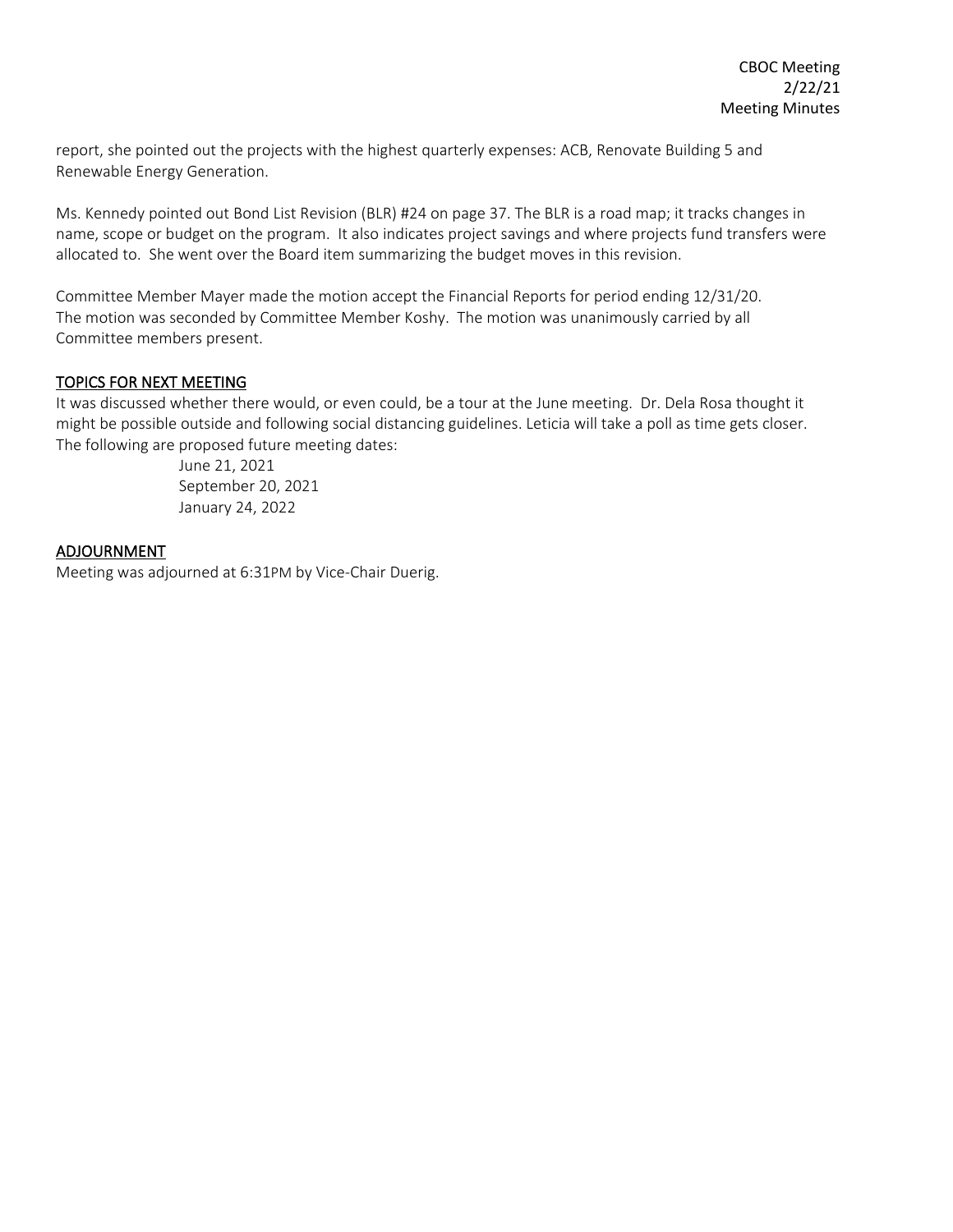report, she pointed out the projects with the highest quarterly expenses: ACB, Renovate Building 5 and Renewable Energy Generation.

Ms. Kennedy pointed out Bond List Revision (BLR) #24 on page 37. The BLR is a road map; it tracks changes in name, scope or budget on the program. It also indicates project savings and where projects fund transfers were allocated to. She went over the Board item summarizing the budget moves in this revision.

Committee Member Mayer made the motion accept the Financial Reports for period ending 12/31/20. The motion was seconded by Committee Member Koshy. The motion was unanimously carried by all Committee members present.

## TOPICS FOR NEXT MEETING

It was discussed whether there would, or even could, be a tour at the June meeting. Dr. Dela Rosa thought it might be possible outside and following social distancing guidelines. Leticia will take a poll as time gets closer. The following are proposed future meeting dates:

June 21, 2021
September 20, 2021
January 24, 2022

## ADJOURNMENT

Meeting was adjourned at 6:31PM by Vice-Chair Duerig.